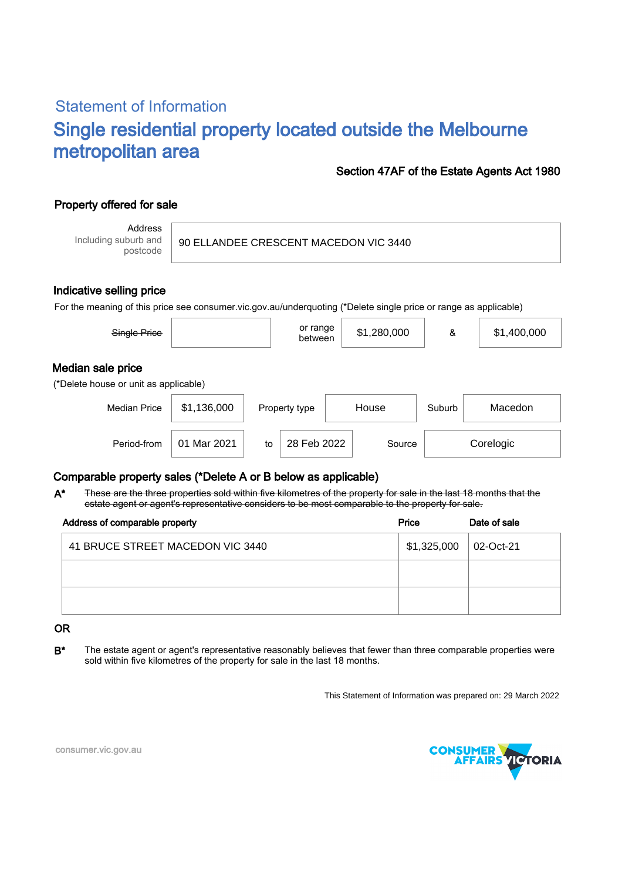## Statement of Information

# Single residential property located outside the Melbourne metropolitan area

**Section 47AF of the Estate Agents Act 1980**

### Property offered for sale

| Address Including suburb and postcode | 90 ELLANDEE CRESCENT MACEDON VIC 3440 |
|---|---|

### Indicative selling price

For the meaning of this price see consumer.vic.gov.au/underquoting (*Delete single price or range as applicable)

| ~~Single Price~~ | | or range between | $1,280,000 | & | $1,400,000 |
|---|---|---|---|---|---|

### Median sale price

(*Delete house or unit as applicable)

| Median Price | $1,136,000 | Property type | House | Suburb | Macedon |
|---|---|---|---|---|---|
| Period-from | 01 Mar 2021 | to | 28 Feb 2022 | Source | Corelogic |

### Comparable property sales (*Delete A or B below as applicable)

**A*** ~~These are the three properties sold within five kilometres of the property for sale in the last 18 months that the estate agent or agent's representative considers to be most comparable to the property for sale.~~

| Address of comparable property | Price | Date of sale |
|---|---|---|
| 41 BRUCE STREET MACEDON VIC 3440 | $1,325,000 | 02-Oct-21 |
| | | |
| | | |

OR

**B*** The estate agent or agent's representative reasonably believes that fewer than three comparable properties were sold within five kilometres of the property for sale in the last 18 months.

This Statement of Information was prepared on: 29 March 2022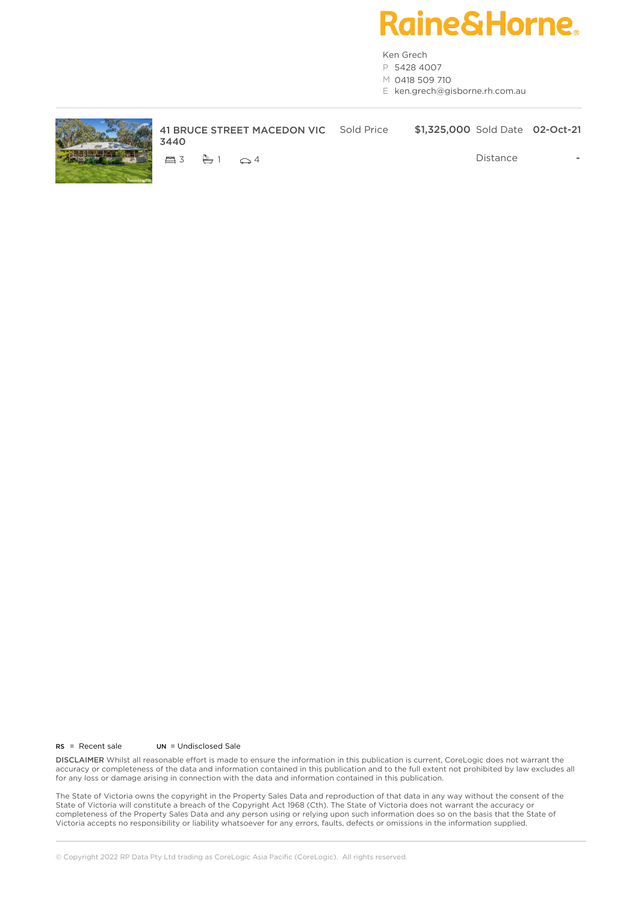# Raine&Horne

Ken Grech
P 5428 4007
M 0418 509 710
E ken.grech@gisborne.rh.com.au

| | | | | |
|---|---|---|---|---|
| 41 BRUCE STREET MACEDON VIC 3440 | Sold Price | $1,325,000 | Sold Date | 02-Oct-21 |
| 3 bed, 1 bath, 4 car | | | Distance | - |

**RS** = Recent sale **UN** = Undisclosed Sale

**DISCLAIMER** Whilst all reasonable effort is made to ensure the information in this publication is current, CoreLogic does not warrant the accuracy or completeness of the data and information contained in this publication and to the full extent not prohibited by law excludes all for any loss or damage arising in connection with the data and information contained in this publication.

The State of Victoria owns the copyright in the Property Sales Data and reproduction of that data in any way without the consent of the State of Victoria will constitute a breach of the Copyright Act 1968 (Cth). The State of Victoria does not warrant the accuracy or completeness of the Property Sales Data and any person using or relying upon such information does so on the basis that the State of Victoria accepts no responsibility or liability whatsoever for any errors, faults, defects or omissions in the information supplied.

© Copyright 2022 RP Data Pty Ltd trading as CoreLogic Asia Pacific (CoreLogic). All rights reserved.